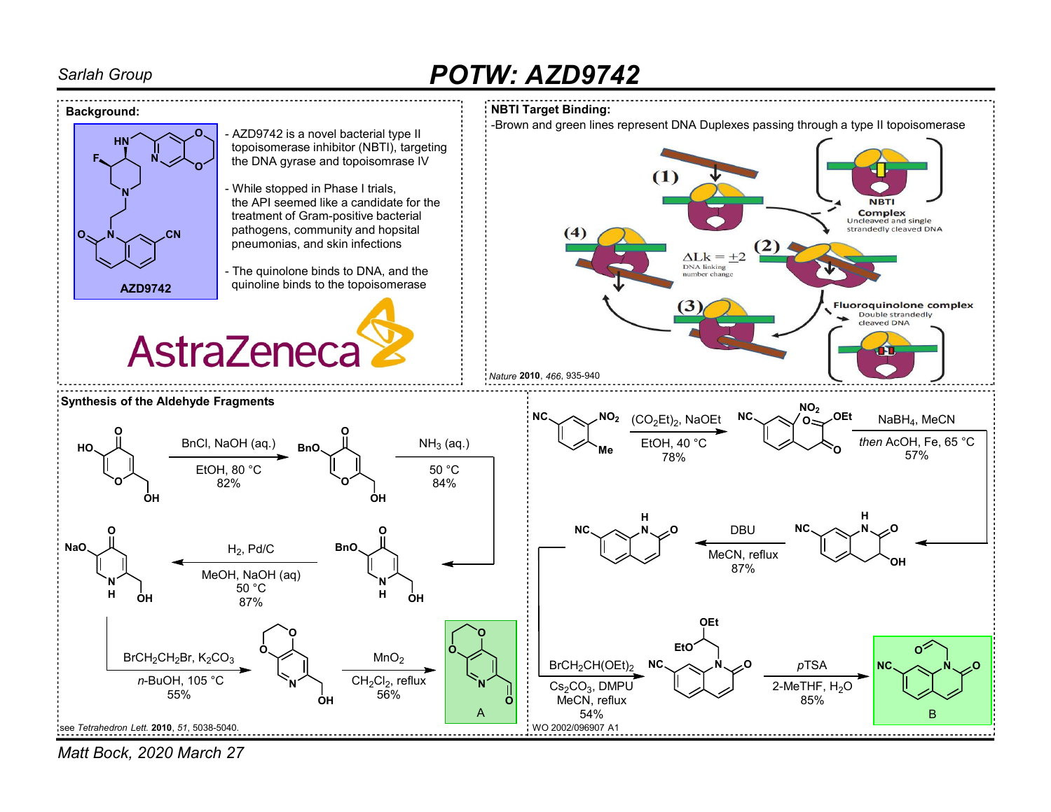# POTW: AZD9742

Sarlah Group

## Background:

AZD9742

- AZD9742 is a novel bacterial type II topoisomerase inhibitor (NBTI), targeting the DNA gyrase and topoisomrase IV
- While stopped in Phase I trials, the API seemed like a candidate for the treatment of Gram-positive bacterial pathogens, community and hopsital pneumonias, and skin infections
- The quinolone binds to DNA, and the quinoline binds to the topoisomerase

AstraZeneca

## NBTI Target Binding:

-Brown and green lines represent DNA Duplexes passing through a type II topoisomerase

(1) (2) (3) (4)

$\Delta Lk = \pm 2$ DNA linking number change

NBTI Complex: Uncleaved and single strandedly cleaved DNA

Fluoroquinolone complex: Double strandedly cleaved DNA

*Nature* **2010**, *466*, 935-940

## Synthesis of the Aldehyde Fragments

- BnCl, NaOH (aq.), EtOH, 80 °C, 82%
- $NH_3$ (aq.), 50 °C, 84%
- $H_2$, Pd/C, MeOH, NaOH (aq), 50 °C, 87%
- $BrCH_2CH_2Br$, $K_2CO_3$, *n*-BuOH, 105 °C, 55%
- $MnO_2$, $CH_2Cl_2$, reflux, 56% → **A**

see *Tetrahedron Lett.* **2010**, *51*, 5038-5040.

- $(CO_2Et)_2$, NaOEt, EtOH, 40 °C, 78%
- $NaBH_4$, MeCN *then* AcOH, Fe, 65 °C, 57%
- DBU, MeCN, reflux, 87%
- $BrCH_2CH(OEt)_2$, $Cs_2CO_3$, DMPU, MeCN, reflux, 54%
- *p*TSA, 2-MeTHF, $H_2O$, 85% → **B**

WO 2002/096907 A1

Matt Bock, 2020 March 27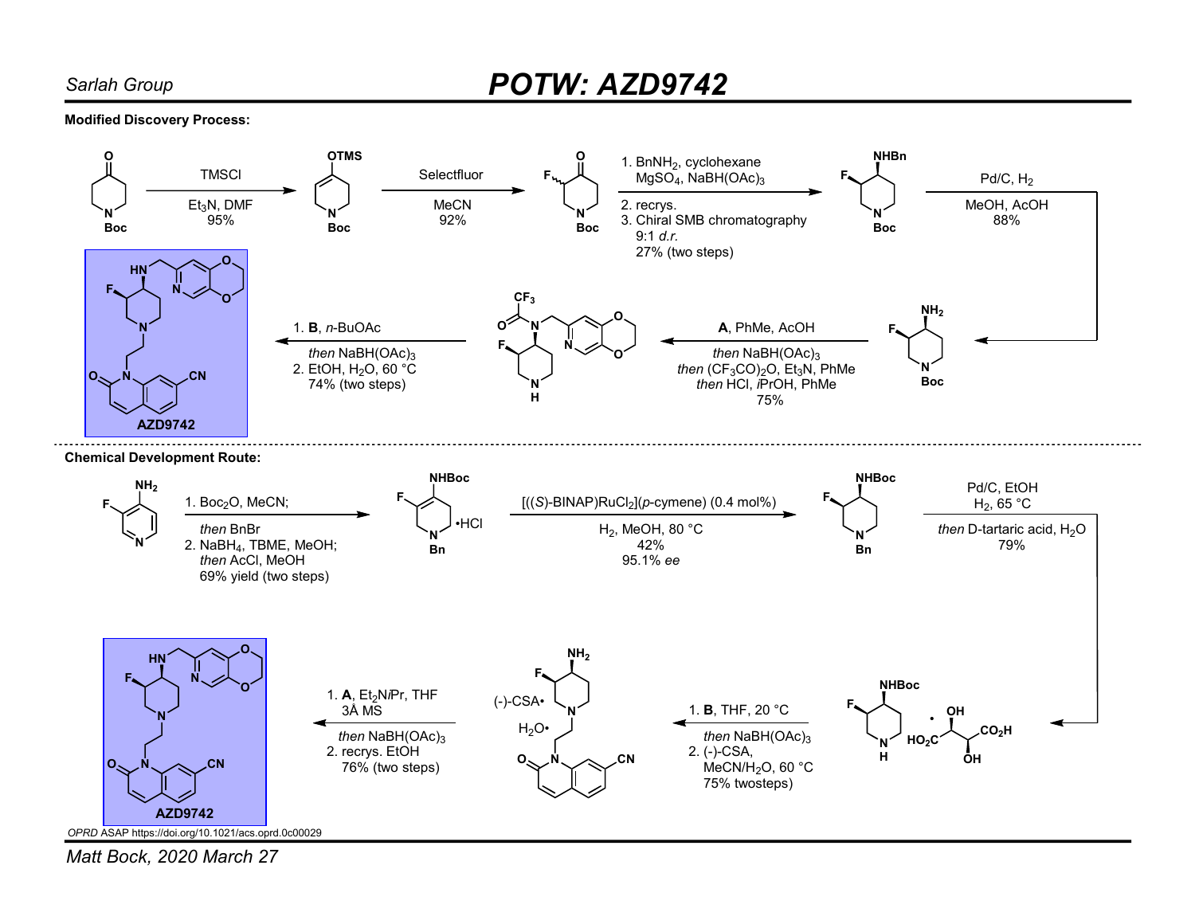# POTW: AZD9742

Sarlah Group

**Modified Discovery Process:**

TMSCl
$Et_3N$, DMF
95%

Selectfluor
MeCN
92%

1. $BnNH_2$, cyclohexane
$MgSO_4$, $NaBH(OAc)_3$
2. recrys.
3. Chiral SMB chromatography
9:1 *d.r.*
27% (two steps)

Pd/C, $H_2$
MeOH, AcOH
88%

**A**, PhMe, AcOH
*then* $NaBH(OAc)_3$
*then* $(CF_3CO)_2O$, $Et_3N$, PhMe
*then* HCl, *i*PrOH, PhMe
75%

1. **B**, *n*-BuOAc
*then* $NaBH(OAc)_3$
2. EtOH, $H_2O$, 60 °C
74% (two steps)

**AZD9742**

**Chemical Development Route:**

1. $Boc_2O$, MeCN;
*then* BnBr
2. $NaBH_4$, TBME, MeOH;
*then* AcCl, MeOH
69% yield (two steps)

•HCl

$[((S)\text{-BINAP})RuCl_2](p\text{-cymene})$ (0.4 mol%)
$H_2$, MeOH, 80 °C
42%
95.1% *ee*

Pd/C, EtOH
$H_2$, 65 °C
*then* D-tartaric acid, $H_2O$
79%

1. **B**, THF, 20 °C
*then* $NaBH(OAc)_3$
2. (-)-CSA,
$MeCN/H_2O$, 60 °C
75% twosteps)

(-)-CSA•
$H_2O$•

1. **A**, $Et_2NiPr$, THF
3Å MS
*then* $NaBH(OAc)_3$
2. recrys. EtOH
76% (two steps)

**AZD9742**

*OPRD* ASAP https://doi.org/10.1021/acs.oprd.0c00029

Matt Bock, 2020 March 27